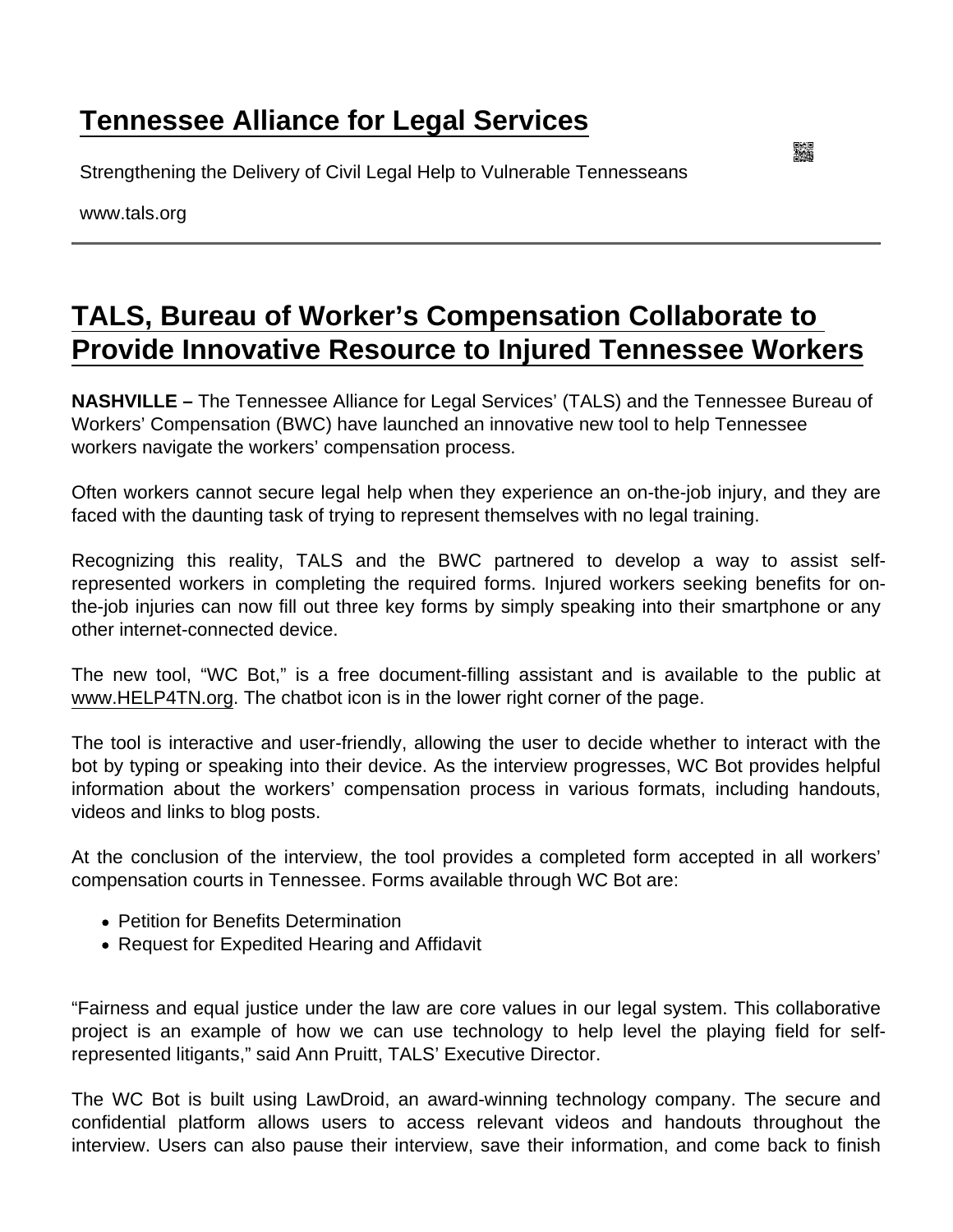# Tennessee Alliance for Legal Services

Strengthening the Delivery of Civil Legal Help to Vulnerable Tennesseans

www.tals.org

## TALS, Bureau of Worker's Compensation Collaborate to Provide Innovative Resource to Injured Tennessee Workers

**NASHVILLE –** The Tennessee Alliance for Legal Services' (TALS) and the Tennessee Bureau of Workers' Compensation (BWC) have launched an innovative new tool to help Tennessee workers navigate the workers' compensation process.

Often workers cannot secure legal help when they experience an on-the-job injury, and they are faced with the daunting task of trying to represent themselves with no legal training.

Recognizing this reality, TALS and the BWC partnered to develop a way to assist self-represented workers in completing the required forms. Injured workers seeking benefits for on-the-job injuries can now fill out three key forms by simply speaking into their smartphone or any other internet-connected device.

The new tool, "WC Bot," is a free document-filling assistant and is available to the public at www.HELP4TN.org. The chatbot icon is in the lower right corner of the page.

The tool is interactive and user-friendly, allowing the user to decide whether to interact with the bot by typing or speaking into their device. As the interview progresses, WC Bot provides helpful information about the workers' compensation process in various formats, including handouts, videos and links to blog posts.

At the conclusion of the interview, the tool provides a completed form accepted in all workers' compensation courts in Tennessee. Forms available through WC Bot are:

- Petition for Benefits Determination
- Request for Expedited Hearing and Affidavit

"Fairness and equal justice under the law are core values in our legal system. This collaborative project is an example of how we can use technology to help level the playing field for self-represented litigants," said Ann Pruitt, TALS' Executive Director.

The WC Bot is built using LawDroid, an award-winning technology company. The secure and confidential platform allows users to access relevant videos and handouts throughout the interview. Users can also pause their interview, save their information, and come back to finish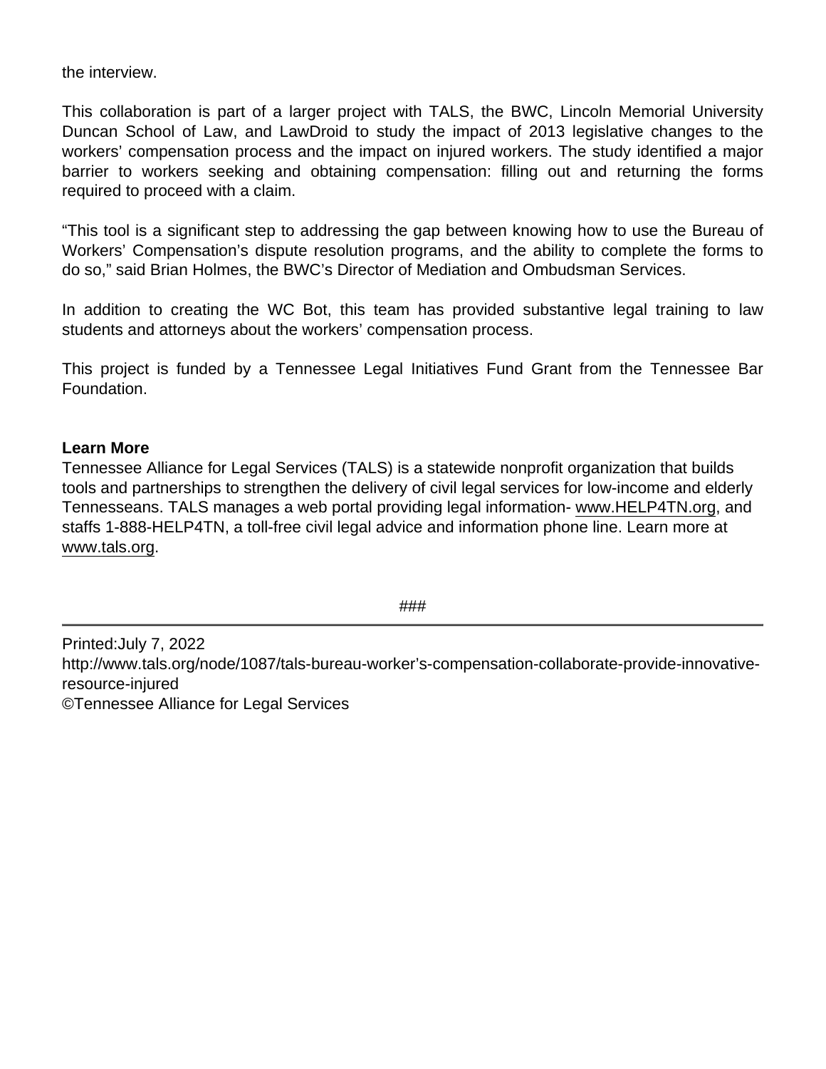the interview.

This collaboration is part of a larger project with TALS, the BWC, Lincoln Memorial University Duncan School of Law, and LawDroid to study the impact of 2013 legislative changes to the workers' compensation process and the impact on injured workers. The study identified a major barrier to workers seeking and obtaining compensation: filling out and returning the forms required to proceed with a claim.

"This tool is a significant step to addressing the gap between knowing how to use the Bureau of Workers' Compensation's dispute resolution programs, and the ability to complete the forms to do so," said Brian Holmes, the BWC's Director of Mediation and Ombudsman Services.

In addition to creating the WC Bot, this team has provided substantive legal training to law students and attorneys about the workers' compensation process.

This project is funded by a Tennessee Legal Initiatives Fund Grant from the Tennessee Bar Foundation.

**Learn More**

Tennessee Alliance for Legal Services (TALS) is a statewide nonprofit organization that builds tools and partnerships to strengthen the delivery of civil legal services for low-income and elderly Tennesseans. TALS manages a web portal providing legal information- www.HELP4TN.org, and staffs 1-888-HELP4TN, a toll-free civil legal advice and information phone line. Learn more at www.tals.org.

###

---

Printed:July 7, 2022
http://www.tals.org/node/1087/tals-bureau-worker's-compensation-collaborate-provide-innovative-resource-injured
©Tennessee Alliance for Legal Services